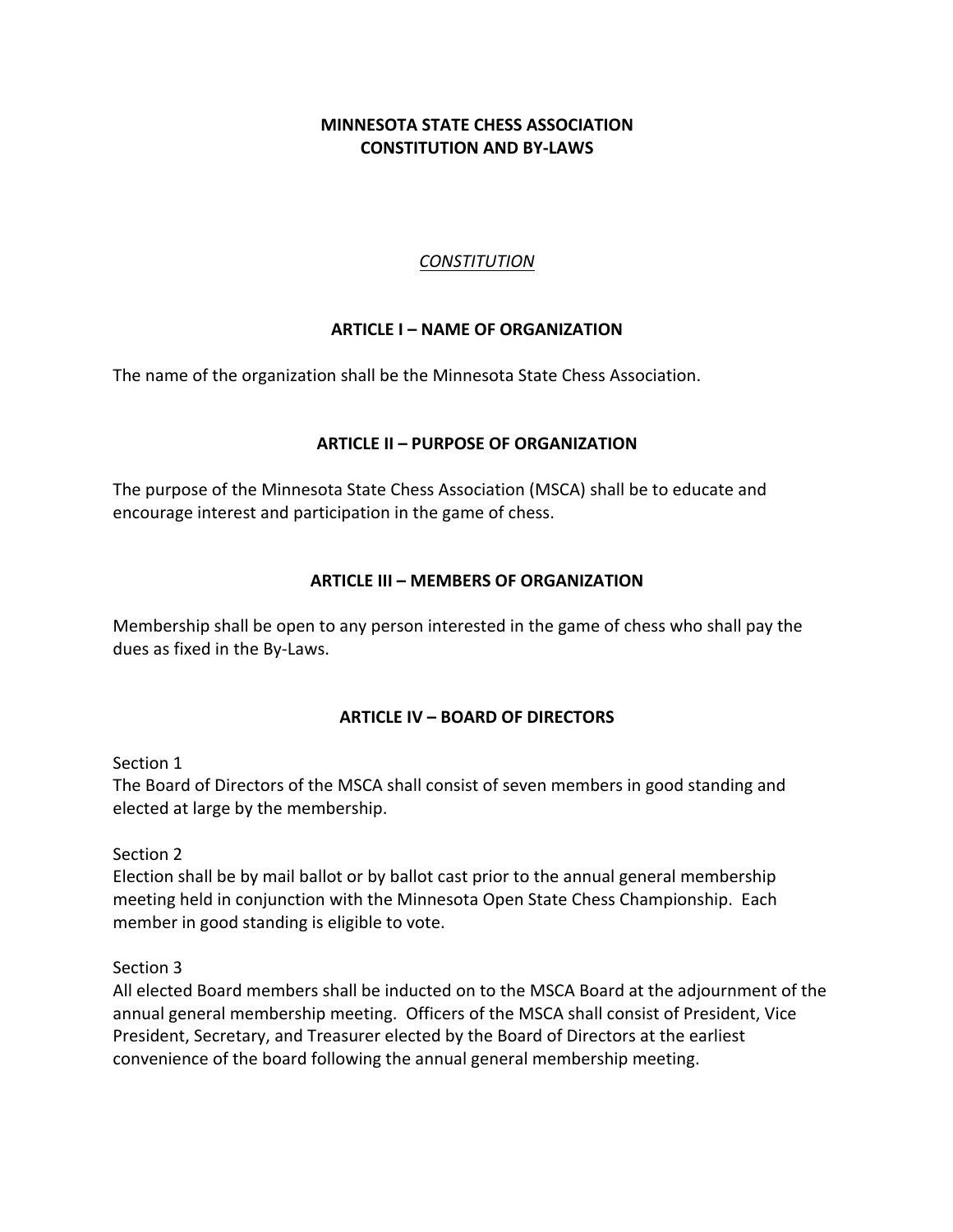# MINNESOTA STATE CHESS ASSOCIATION
# CONSTITUTION AND BY-LAWS

## *CONSTITUTION*

### ARTICLE I – NAME OF ORGANIZATION

The name of the organization shall be the Minnesota State Chess Association.

### ARTICLE II – PURPOSE OF ORGANIZATION

The purpose of the Minnesota State Chess Association (MSCA) shall be to educate and encourage interest and participation in the game of chess.

### ARTICLE III – MEMBERS OF ORGANIZATION

Membership shall be open to any person interested in the game of chess who shall pay the dues as fixed in the By-Laws.

### ARTICLE IV – BOARD OF DIRECTORS

Section 1
The Board of Directors of the MSCA shall consist of seven members in good standing and elected at large by the membership.

Section 2
Election shall be by mail ballot or by ballot cast prior to the annual general membership meeting held in conjunction with the Minnesota Open State Chess Championship. Each member in good standing is eligible to vote.

Section 3
All elected Board members shall be inducted on to the MSCA Board at the adjournment of the annual general membership meeting. Officers of the MSCA shall consist of President, Vice President, Secretary, and Treasurer elected by the Board of Directors at the earliest convenience of the board following the annual general membership meeting.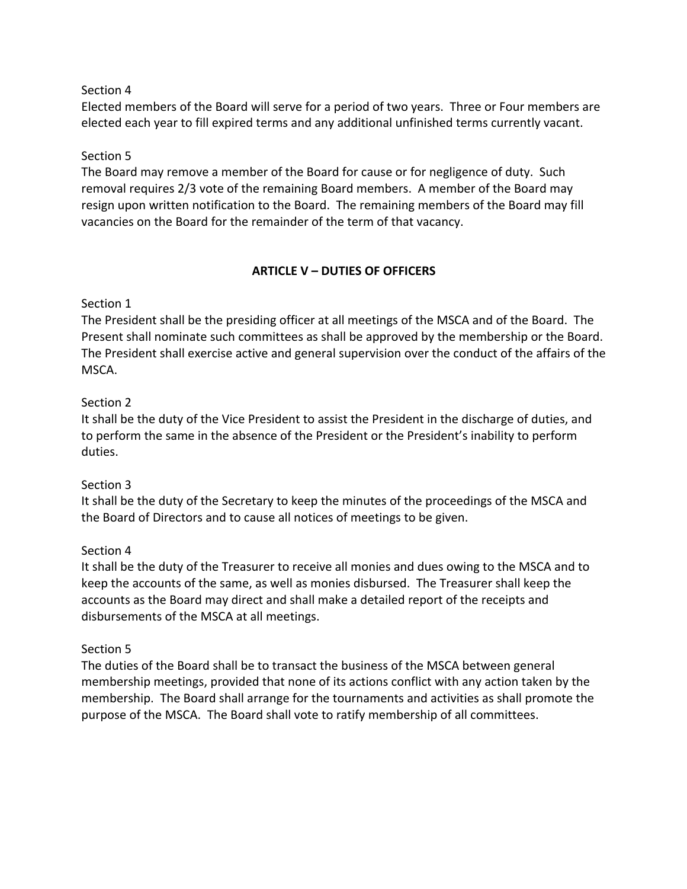Section 4
Elected members of the Board will serve for a period of two years. Three or Four members are elected each year to fill expired terms and any additional unfinished terms currently vacant.

Section 5
The Board may remove a member of the Board for cause or for negligence of duty. Such removal requires 2/3 vote of the remaining Board members. A member of the Board may resign upon written notification to the Board. The remaining members of the Board may fill vacancies on the Board for the remainder of the term of that vacancy.

## ARTICLE V – DUTIES OF OFFICERS

Section 1
The President shall be the presiding officer at all meetings of the MSCA and of the Board. The Present shall nominate such committees as shall be approved by the membership or the Board. The President shall exercise active and general supervision over the conduct of the affairs of the MSCA.

Section 2
It shall be the duty of the Vice President to assist the President in the discharge of duties, and to perform the same in the absence of the President or the President's inability to perform duties.

Section 3
It shall be the duty of the Secretary to keep the minutes of the proceedings of the MSCA and the Board of Directors and to cause all notices of meetings to be given.

Section 4
It shall be the duty of the Treasurer to receive all monies and dues owing to the MSCA and to keep the accounts of the same, as well as monies disbursed. The Treasurer shall keep the accounts as the Board may direct and shall make a detailed report of the receipts and disbursements of the MSCA at all meetings.

Section 5
The duties of the Board shall be to transact the business of the MSCA between general membership meetings, provided that none of its actions conflict with any action taken by the membership. The Board shall arrange for the tournaments and activities as shall promote the purpose of the MSCA. The Board shall vote to ratify membership of all committees.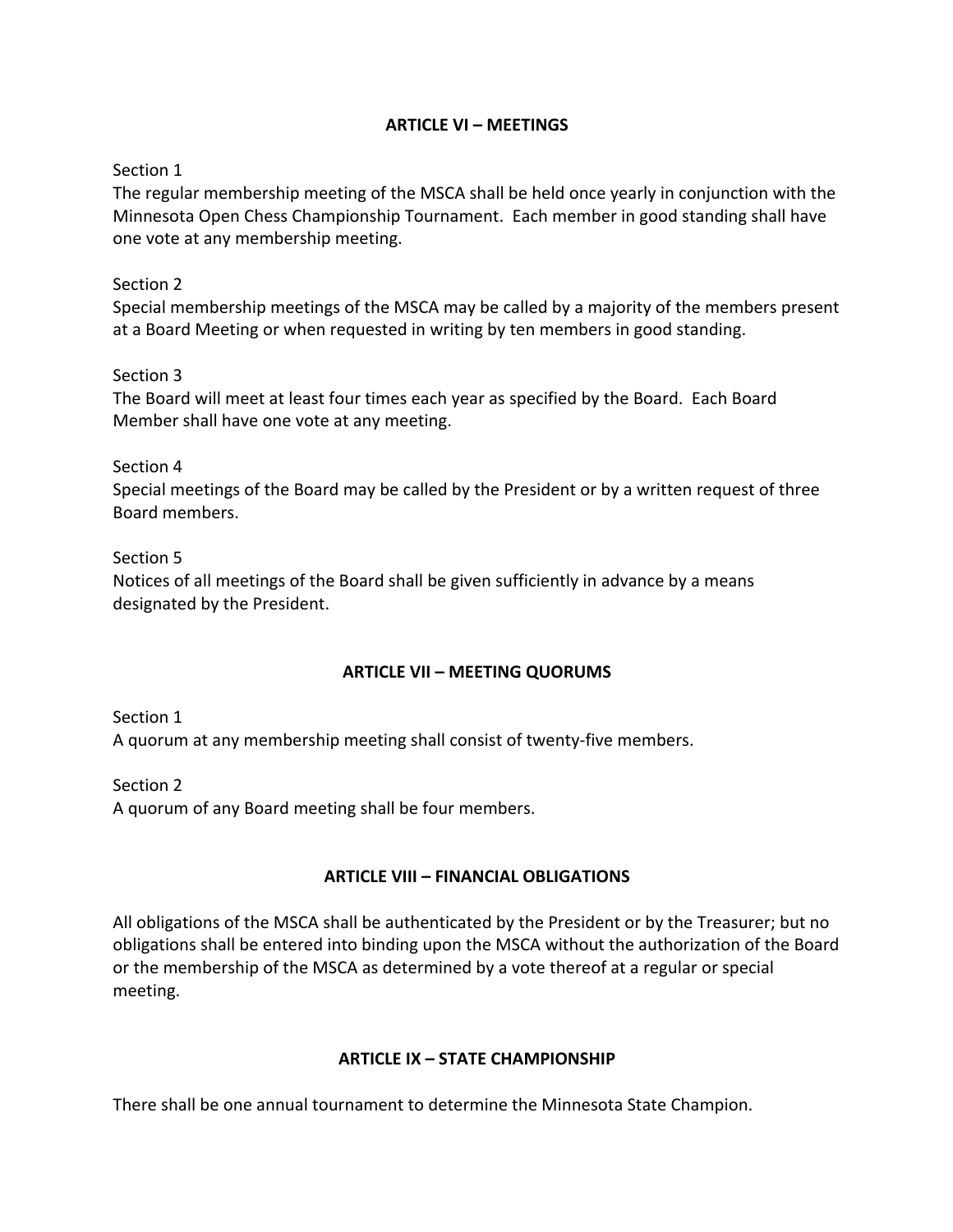## ARTICLE VI – MEETINGS

Section 1
The regular membership meeting of the MSCA shall be held once yearly in conjunction with the Minnesota Open Chess Championship Tournament. Each member in good standing shall have one vote at any membership meeting.

Section 2
Special membership meetings of the MSCA may be called by a majority of the members present at a Board Meeting or when requested in writing by ten members in good standing.

Section 3
The Board will meet at least four times each year as specified by the Board. Each Board Member shall have one vote at any meeting.

Section 4
Special meetings of the Board may be called by the President or by a written request of three Board members.

Section 5
Notices of all meetings of the Board shall be given sufficiently in advance by a means designated by the President.

## ARTICLE VII – MEETING QUORUMS

Section 1
A quorum at any membership meeting shall consist of twenty-five members.

Section 2
A quorum of any Board meeting shall be four members.

## ARTICLE VIII – FINANCIAL OBLIGATIONS

All obligations of the MSCA shall be authenticated by the President or by the Treasurer; but no obligations shall be entered into binding upon the MSCA without the authorization of the Board or the membership of the MSCA as determined by a vote thereof at a regular or special meeting.

## ARTICLE IX – STATE CHAMPIONSHIP

There shall be one annual tournament to determine the Minnesota State Champion.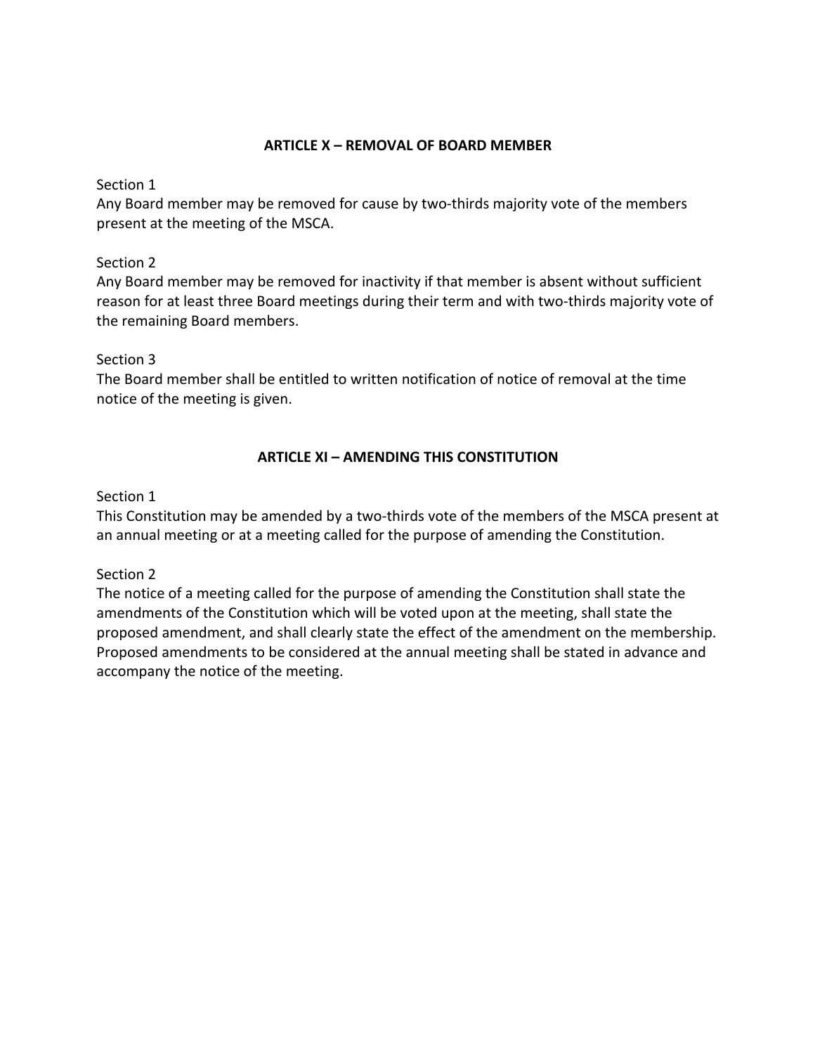## ARTICLE X – REMOVAL OF BOARD MEMBER

Section 1
Any Board member may be removed for cause by two-thirds majority vote of the members present at the meeting of the MSCA.

Section 2
Any Board member may be removed for inactivity if that member is absent without sufficient reason for at least three Board meetings during their term and with two-thirds majority vote of the remaining Board members.

Section 3
The Board member shall be entitled to written notification of notice of removal at the time notice of the meeting is given.

## ARTICLE XI – AMENDING THIS CONSTITUTION

Section 1
This Constitution may be amended by a two-thirds vote of the members of the MSCA present at an annual meeting or at a meeting called for the purpose of amending the Constitution.

Section 2
The notice of a meeting called for the purpose of amending the Constitution shall state the amendments of the Constitution which will be voted upon at the meeting, shall state the proposed amendment, and shall clearly state the effect of the amendment on the membership. Proposed amendments to be considered at the annual meeting shall be stated in advance and accompany the notice of the meeting.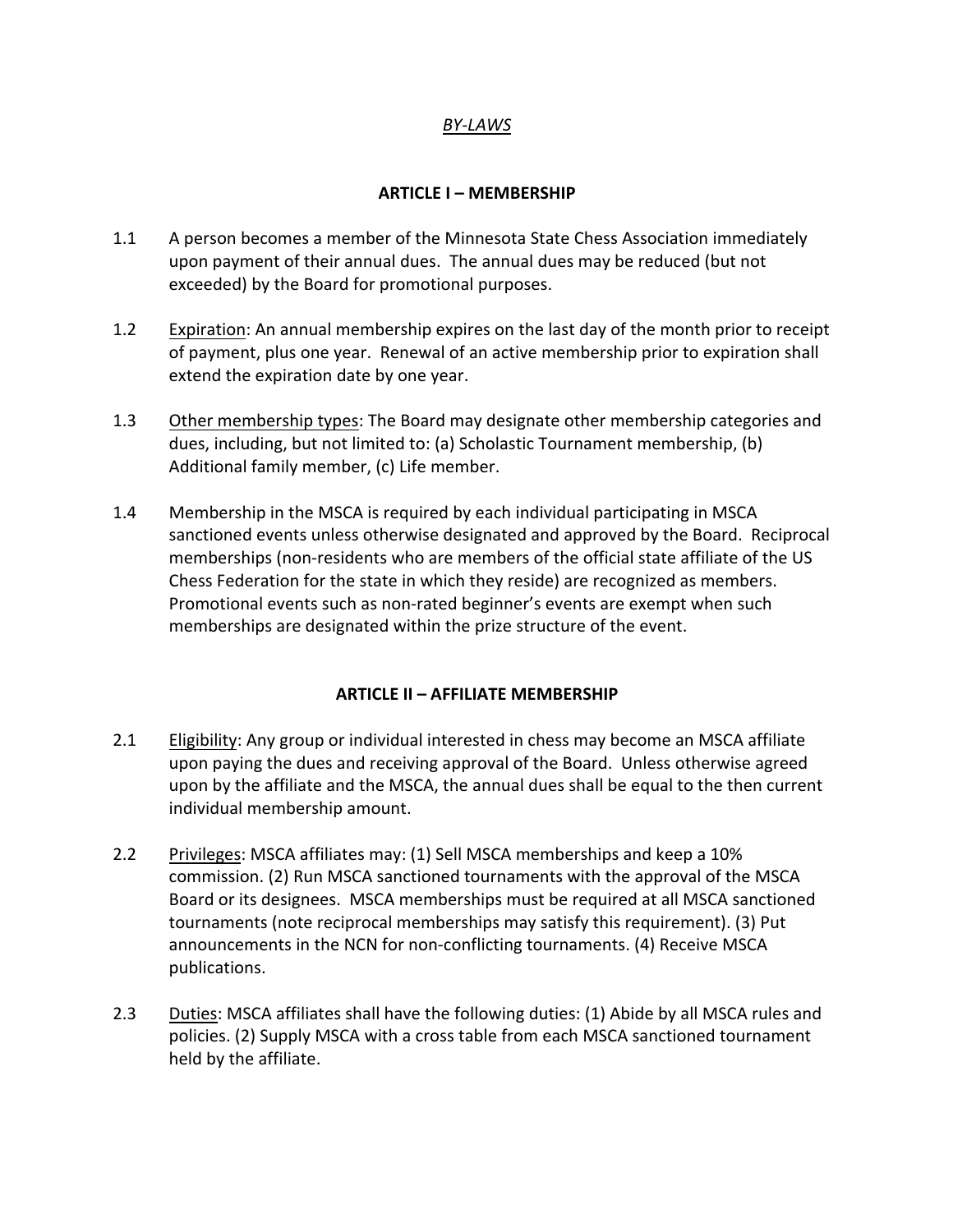*BY-LAWS*

## ARTICLE I – MEMBERSHIP

1.1 A person becomes a member of the Minnesota State Chess Association immediately upon payment of their annual dues. The annual dues may be reduced (but not exceeded) by the Board for promotional purposes.

1.2 Expiration: An annual membership expires on the last day of the month prior to receipt of payment, plus one year. Renewal of an active membership prior to expiration shall extend the expiration date by one year.

1.3 Other membership types: The Board may designate other membership categories and dues, including, but not limited to: (a) Scholastic Tournament membership, (b) Additional family member, (c) Life member.

1.4 Membership in the MSCA is required by each individual participating in MSCA sanctioned events unless otherwise designated and approved by the Board. Reciprocal memberships (non-residents who are members of the official state affiliate of the US Chess Federation for the state in which they reside) are recognized as members. Promotional events such as non-rated beginner's events are exempt when such memberships are designated within the prize structure of the event.

## ARTICLE II – AFFILIATE MEMBERSHIP

2.1 Eligibility: Any group or individual interested in chess may become an MSCA affiliate upon paying the dues and receiving approval of the Board. Unless otherwise agreed upon by the affiliate and the MSCA, the annual dues shall be equal to the then current individual membership amount.

2.2 Privileges: MSCA affiliates may: (1) Sell MSCA memberships and keep a 10% commission. (2) Run MSCA sanctioned tournaments with the approval of the MSCA Board or its designees. MSCA memberships must be required at all MSCA sanctioned tournaments (note reciprocal memberships may satisfy this requirement). (3) Put announcements in the NCN for non-conflicting tournaments. (4) Receive MSCA publications.

2.3 Duties: MSCA affiliates shall have the following duties: (1) Abide by all MSCA rules and policies. (2) Supply MSCA with a cross table from each MSCA sanctioned tournament held by the affiliate.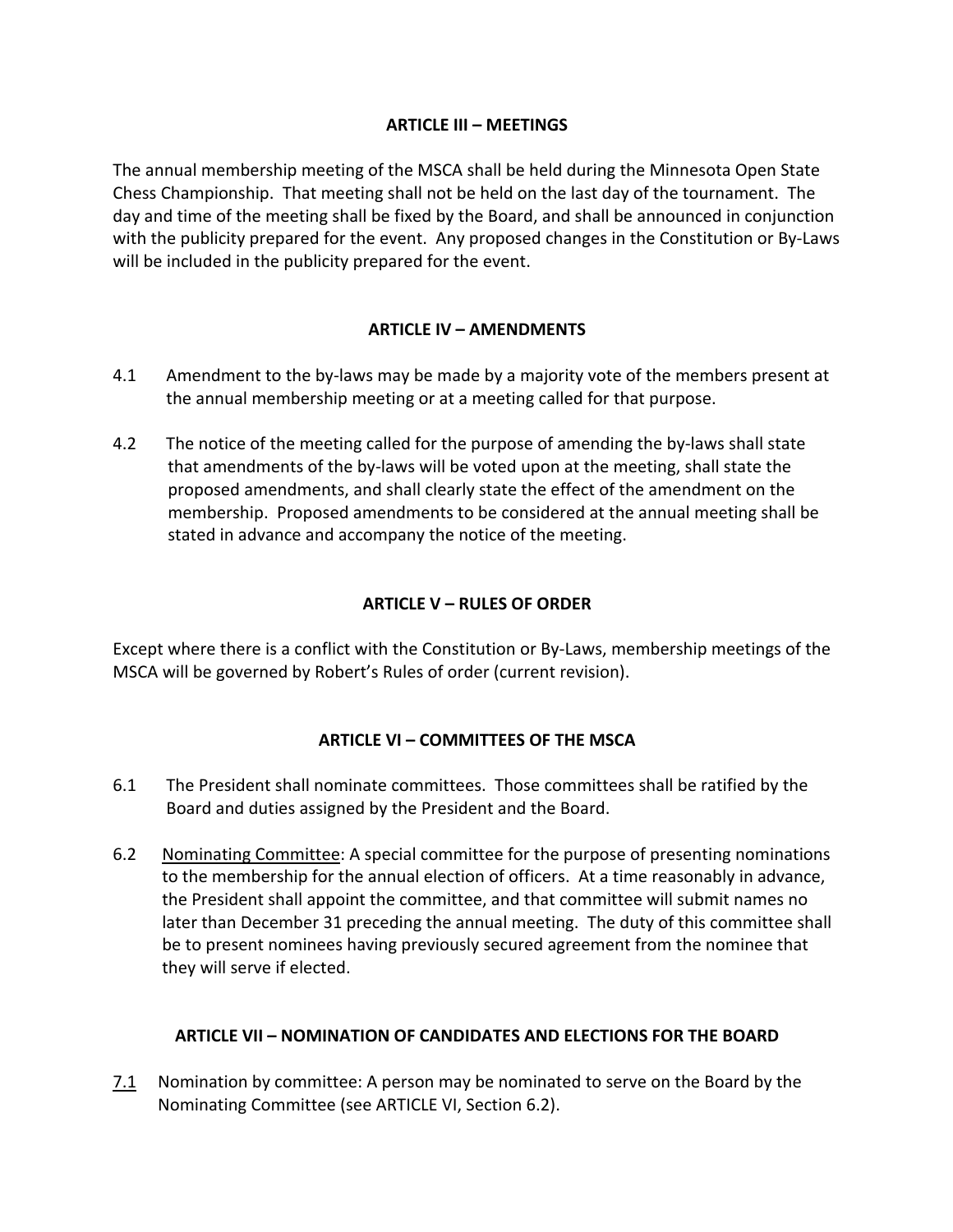## ARTICLE III – MEETINGS

The annual membership meeting of the MSCA shall be held during the Minnesota Open State Chess Championship. That meeting shall not be held on the last day of the tournament. The day and time of the meeting shall be fixed by the Board, and shall be announced in conjunction with the publicity prepared for the event. Any proposed changes in the Constitution or By-Laws will be included in the publicity prepared for the event.

## ARTICLE IV – AMENDMENTS

4.1 Amendment to the by-laws may be made by a majority vote of the members present at the annual membership meeting or at a meeting called for that purpose.

4.2 The notice of the meeting called for the purpose of amending the by-laws shall state that amendments of the by-laws will be voted upon at the meeting, shall state the proposed amendments, and shall clearly state the effect of the amendment on the membership. Proposed amendments to be considered at the annual meeting shall be stated in advance and accompany the notice of the meeting.

## ARTICLE V – RULES OF ORDER

Except where there is a conflict with the Constitution or By-Laws, membership meetings of the MSCA will be governed by Robert's Rules of order (current revision).

## ARTICLE VI – COMMITTEES OF THE MSCA

6.1 The President shall nominate committees. Those committees shall be ratified by the Board and duties assigned by the President and the Board.

6.2 <u>Nominating Committee</u>: A special committee for the purpose of presenting nominations to the membership for the annual election of officers. At a time reasonably in advance, the President shall appoint the committee, and that committee will submit names no later than December 31 preceding the annual meeting. The duty of this committee shall be to present nominees having previously secured agreement from the nominee that they will serve if elected.

## ARTICLE VII – NOMINATION OF CANDIDATES AND ELECTIONS FOR THE BOARD

<u>7.1</u> Nomination by committee: A person may be nominated to serve on the Board by the Nominating Committee (see ARTICLE VI, Section 6.2).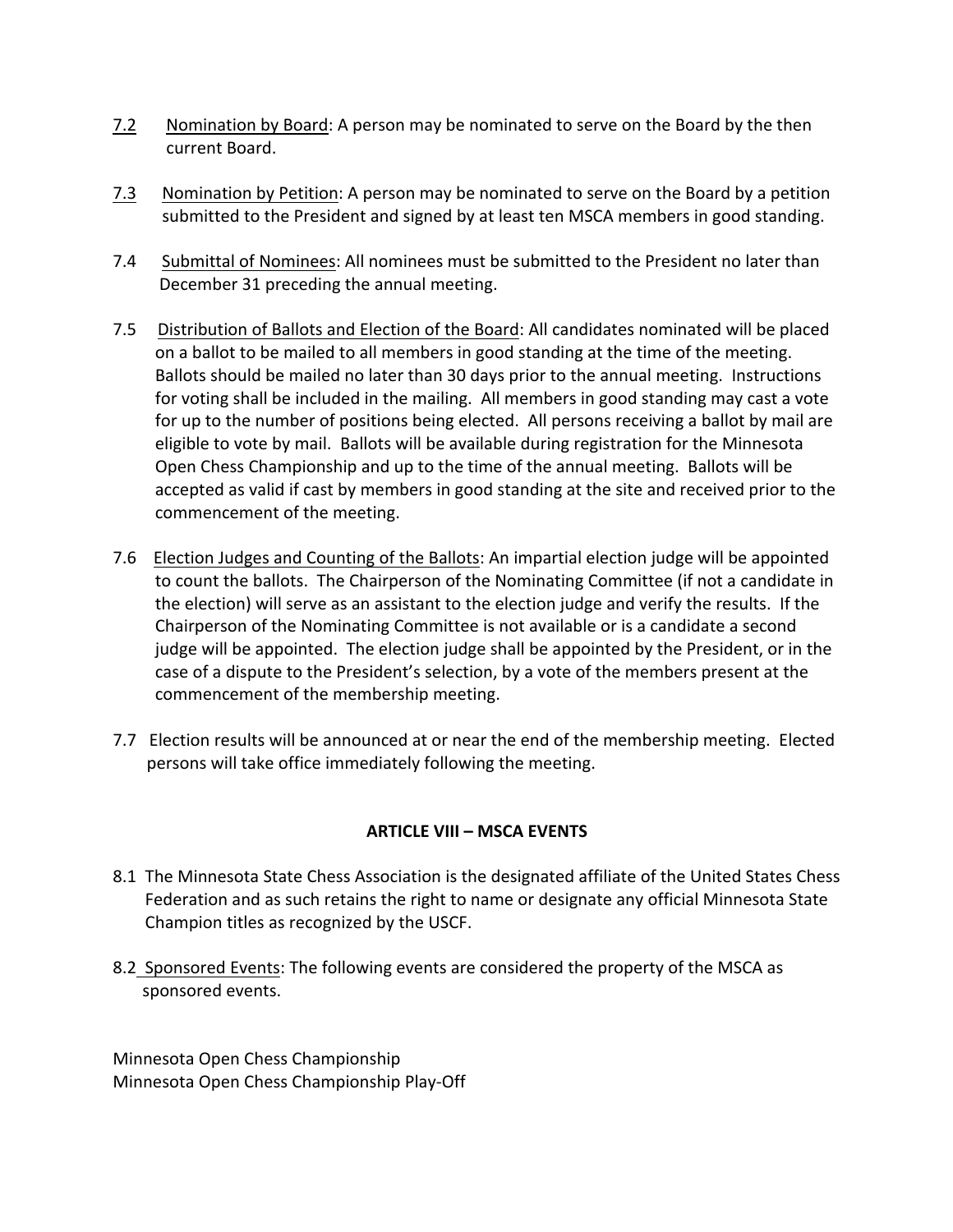7.2 Nomination by Board: A person may be nominated to serve on the Board by the then current Board.

7.3 Nomination by Petition: A person may be nominated to serve on the Board by a petition submitted to the President and signed by at least ten MSCA members in good standing.

7.4 Submittal of Nominees: All nominees must be submitted to the President no later than December 31 preceding the annual meeting.

7.5 Distribution of Ballots and Election of the Board: All candidates nominated will be placed on a ballot to be mailed to all members in good standing at the time of the meeting. Ballots should be mailed no later than 30 days prior to the annual meeting. Instructions for voting shall be included in the mailing. All members in good standing may cast a vote for up to the number of positions being elected. All persons receiving a ballot by mail are eligible to vote by mail. Ballots will be available during registration for the Minnesota Open Chess Championship and up to the time of the annual meeting. Ballots will be accepted as valid if cast by members in good standing at the site and received prior to the commencement of the meeting.

7.6 Election Judges and Counting of the Ballots: An impartial election judge will be appointed to count the ballots. The Chairperson of the Nominating Committee (if not a candidate in the election) will serve as an assistant to the election judge and verify the results. If the Chairperson of the Nominating Committee is not available or is a candidate a second judge will be appointed. The election judge shall be appointed by the President, or in the case of a dispute to the President's selection, by a vote of the members present at the commencement of the membership meeting.

7.7 Election results will be announced at or near the end of the membership meeting. Elected persons will take office immediately following the meeting.

## ARTICLE VIII – MSCA EVENTS

8.1 The Minnesota State Chess Association is the designated affiliate of the United States Chess Federation and as such retains the right to name or designate any official Minnesota State Champion titles as recognized by the USCF.

8.2 Sponsored Events: The following events are considered the property of the MSCA as sponsored events.

Minnesota Open Chess Championship
Minnesota Open Chess Championship Play-Off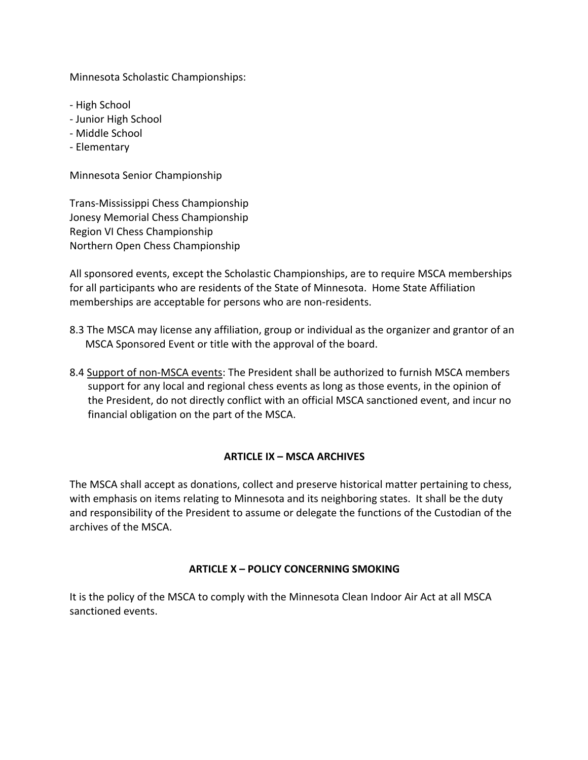Minnesota Scholastic Championships:

- High School
- Junior High School
- Middle School
- Elementary

Minnesota Senior Championship

Trans-Mississippi Chess Championship
Jonesy Memorial Chess Championship
Region VI Chess Championship
Northern Open Chess Championship

All sponsored events, except the Scholastic Championships, are to require MSCA memberships for all participants who are residents of the State of Minnesota. Home State Affiliation memberships are acceptable for persons who are non-residents.

8.3 The MSCA may license any affiliation, group or individual as the organizer and grantor of an MSCA Sponsored Event or title with the approval of the board.

8.4 Support of non-MSCA events: The President shall be authorized to furnish MSCA members support for any local and regional chess events as long as those events, in the opinion of the President, do not directly conflict with an official MSCA sanctioned event, and incur no financial obligation on the part of the MSCA.

## ARTICLE IX – MSCA ARCHIVES

The MSCA shall accept as donations, collect and preserve historical matter pertaining to chess, with emphasis on items relating to Minnesota and its neighboring states. It shall be the duty and responsibility of the President to assume or delegate the functions of the Custodian of the archives of the MSCA.

## ARTICLE X – POLICY CONCERNING SMOKING

It is the policy of the MSCA to comply with the Minnesota Clean Indoor Air Act at all MSCA sanctioned events.